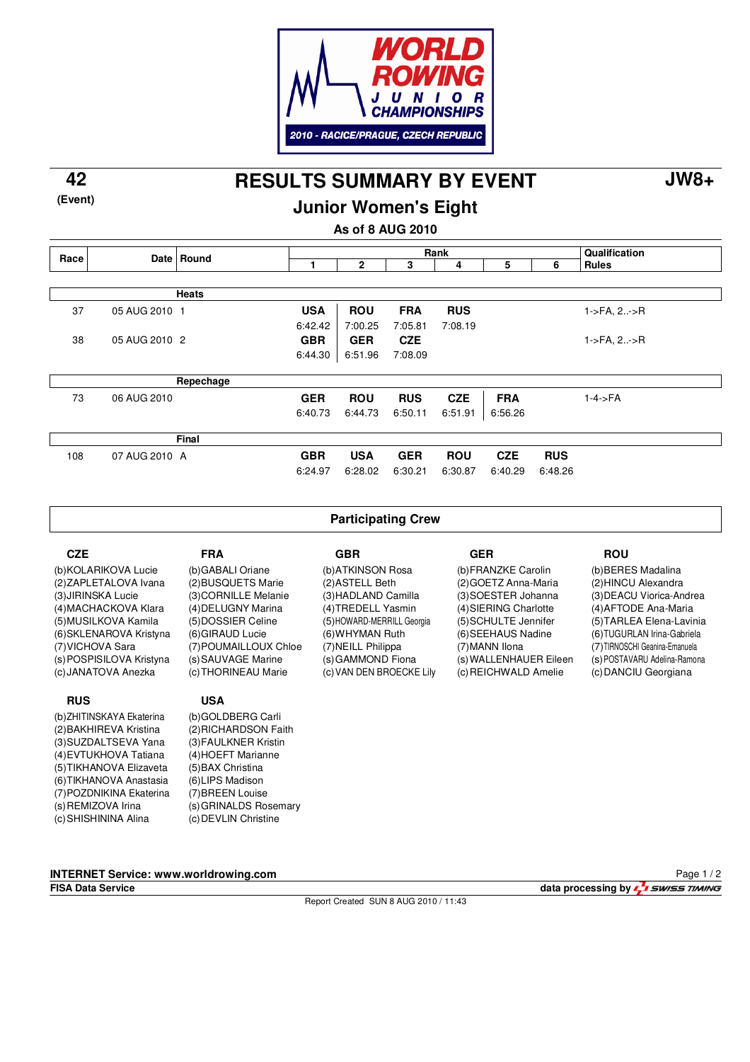WORLD ROWING JUNIOR CHAMPIONSHIPS

2010 - RACICE/PRAGUE, CZECH REPUBLIC

**42**
**(Event)**

# RESULTS SUMMARY BY EVENT

**JW8+**

## Junior Women's Eight

**As of 8 AUG 2010**

| Race | Date | Round | Rank 1 | 2 | 3 | 4 | 5 | 6 | Qualification Rules |
|---|---|---|---|---|---|---|---|---|---|
| | | **Heats** | | | | | | | |
| 37 | 05 AUG 2010 | 1 | **USA** 6:42.42 | **ROU** 7:00.25 | **FRA** 7:05.81 | **RUS** 7:08.19 | | | 1->FA, 2..->R |
| 38 | 05 AUG 2010 | 2 | **GBR** 6:44.30 | **GER** 6:51.96 | **CZE** 7:08.09 | | | | 1->FA, 2..->R |
| | | **Repechage** | | | | | | | |
| 73 | 06 AUG 2010 | | **GER** 6:40.73 | **ROU** 6:44.73 | **RUS** 6:50.11 | **CZE** 6:51.91 | **FRA** 6:56.26 | | 1-4->FA |
| | | **Final** | | | | | | | |
| 108 | 07 AUG 2010 | A | **GBR** 6:24.97 | **USA** 6:28.02 | **GER** 6:30.21 | **ROU** 6:30.87 | **CZE** 6:40.29 | **RUS** 6:48.26 | |

## Participating Crew

**CZE**
(b)KOLARIKOVA Lucie
(2)ZAPLETALOVA Ivana
(3)JIRINSKA Lucie
(4)MACHACKOVA Klara
(5)MUSILKOVA Kamila
(6)SKLENAROVA Kristyna
(7)VICHOVA Sara
(s)POSPISILOVA Kristyna
(c)JANATOVA Anezka

**FRA**
(b)GABALI Oriane
(2)BUSQUETS Marie
(3)CORNILLE Melanie
(4)DELUGNY Marina
(5)DOSSIER Celine
(6)GIRAUD Lucie
(7)POUMAILLOUX Chloe
(s)SAUVAGE Marine
(c)THORINEAU Marie

**GBR**
(b)ATKINSON Rosa
(2)ASTELL Beth
(3)HADLAND Camilla
(4)TREDELL Yasmin
(5)HOWARD-MERRILL Georgia
(6)WHYMAN Ruth
(7)NEILL Philippa
(s)GAMMOND Fiona
(c)VAN DEN BROECKE Lily

**GER**
(b)FRANZKE Carolin
(2)GOETZ Anna-Maria
(3)SOESTER Johanna
(4)SIERING Charlotte
(5)SCHULTE Jennifer
(6)SEEHAUS Nadine
(7)MANN Ilona
(s)WALLENHAUER Eileen
(c)REICHWALD Amelie

**ROU**
(b)BERES Madalina
(2)HINCU Alexandra
(3)DEACU Viorica-Andrea
(4)AFTODE Ana-Maria
(5)TARLEA Elena-Lavinia
(6)TUGURLAN Irina-Gabriela
(7)TIRNOSCHI Geanina-Emanuela
(s)POSTAVARU Adelina-Ramona
(c)DANCIU Georgiana

**RUS**
(b)ZHITINSKAYA Ekaterina
(2)BAKHIREVA Kristina
(3)SUZDALTSEVA Yana
(4)EVTUKHOVA Tatiana
(5)TIKHANOVA Elizaveta
(6)TIKHANOVA Anastasia
(7)POZDNIKINA Ekaterina
(s)REMIZOVA Irina
(c)SHISHININA Alina

**USA**
(b)GOLDBERG Carli
(2)RICHARDSON Faith
(3)FAULKNER Kristin
(4)HOEFT Marianne
(5)BAX Christina
(6)LIPS Madison
(7)BREEN Louise
(s)GRINALDS Rosemary
(c)DEVLIN Christine

**INTERNET Service: www.worldrowing.com**
**FISA Data Service** — **data processing by SWISS TIMING**

Report Created SUN 8 AUG 2010 / 11:43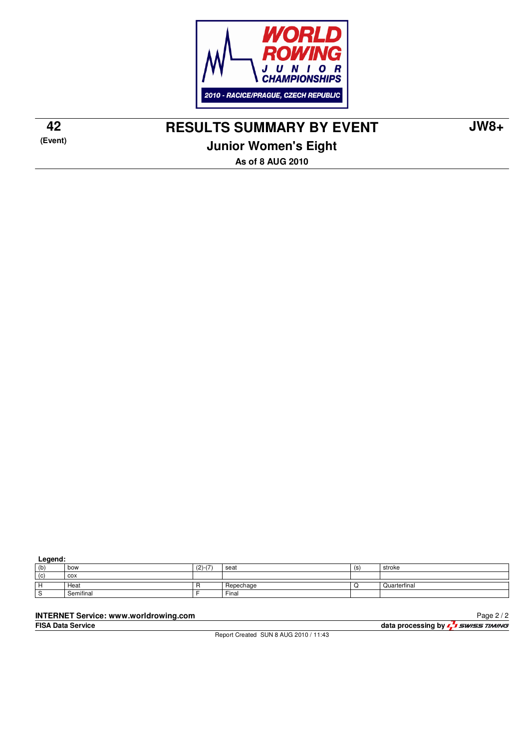42
(Event)

# RESULTS SUMMARY BY EVENT

**JW8+**

## Junior Women's Eight

**As of 8 AUG 2010**

**Legend:**

| | | | | | |
|---|---|---|---|---|---|
| (b) | bow | (2)-(7) | seat | (s) | stroke |
| (c) | cox | | | | |
| H | Heat | R | Repechage | Q | Quarterfinal |
| S | Semifinal | F | Final | | |

**INTERNET Service: www.worldrowing.com**

**FISA Data Service**

**data processing by SWISS TIMING**

Report Created SUN 8 AUG 2010 / 11:43